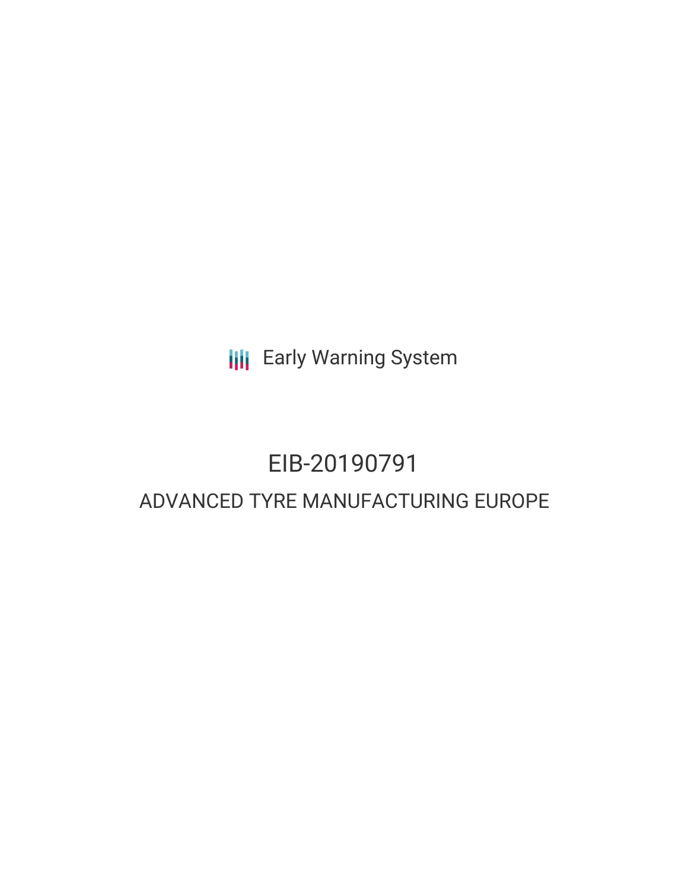Early Warning System

# EIB-20190791

## ADVANCED TYRE MANUFACTURING EUROPE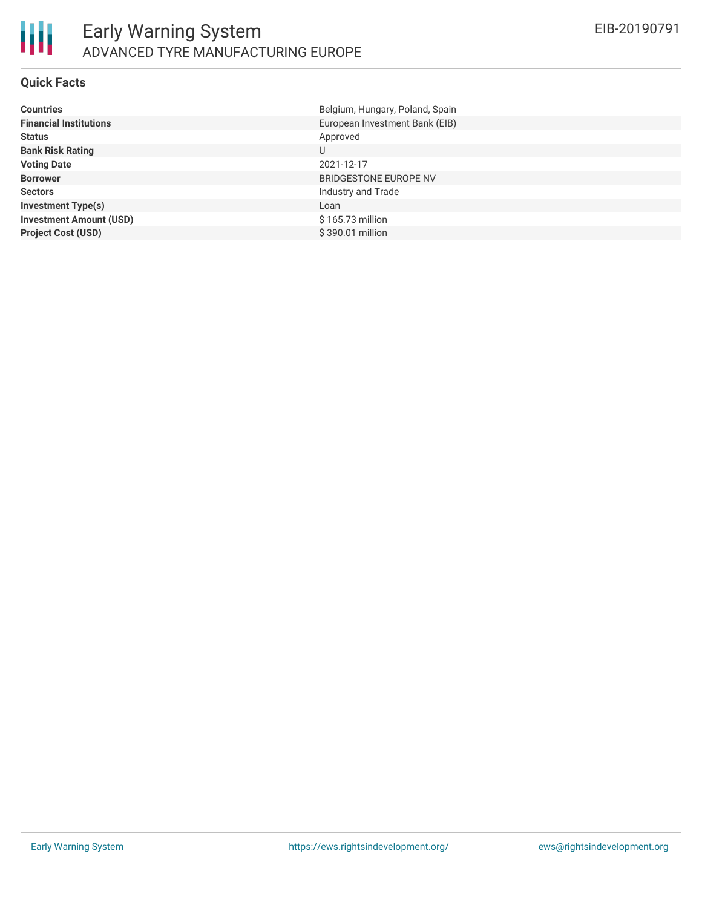# Early Warning System

## ADVANCED TYRE MANUFACTURING EUROPE

EIB-20190791

### Quick Facts

| | |
|---|---|
| **Countries** | Belgium, Hungary, Poland, Spain |
| **Financial Institutions** | European Investment Bank (EIB) |
| **Status** | Approved |
| **Bank Risk Rating** | U |
| **Voting Date** | 2021-12-17 |
| **Borrower** | BRIDGESTONE EUROPE NV |
| **Sectors** | Industry and Trade |
| **Investment Type(s)** | Loan |
| **Investment Amount (USD)** | $ 165.73 million |
| **Project Cost (USD)** | $ 390.01 million |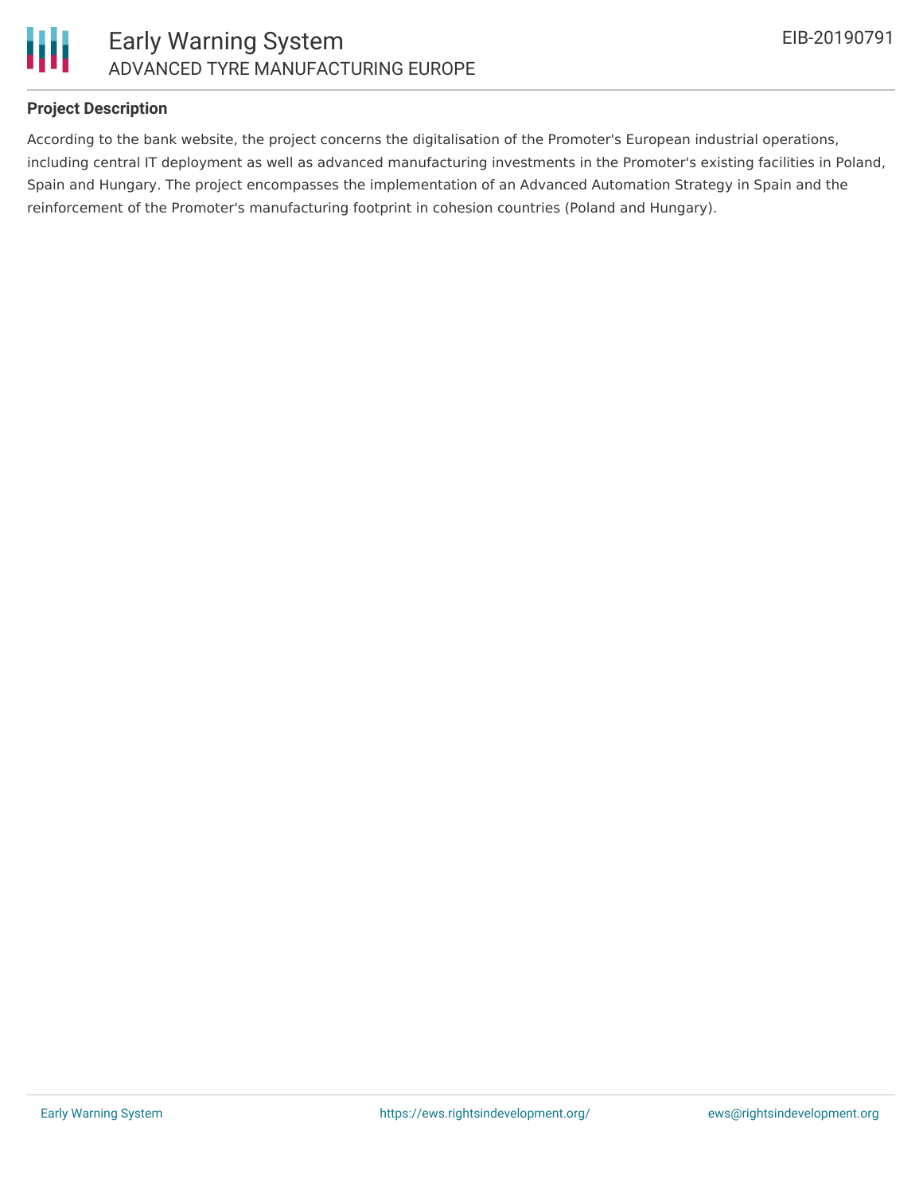### Project Description

According to the bank website, the project concerns the digitalisation of the Promoter's European industrial operations, including central IT deployment as well as advanced manufacturing investments in the Promoter's existing facilities in Poland, Spain and Hungary. The project encompasses the implementation of an Advanced Automation Strategy in Spain and the reinforcement of the Promoter's manufacturing footprint in cohesion countries (Poland and Hungary).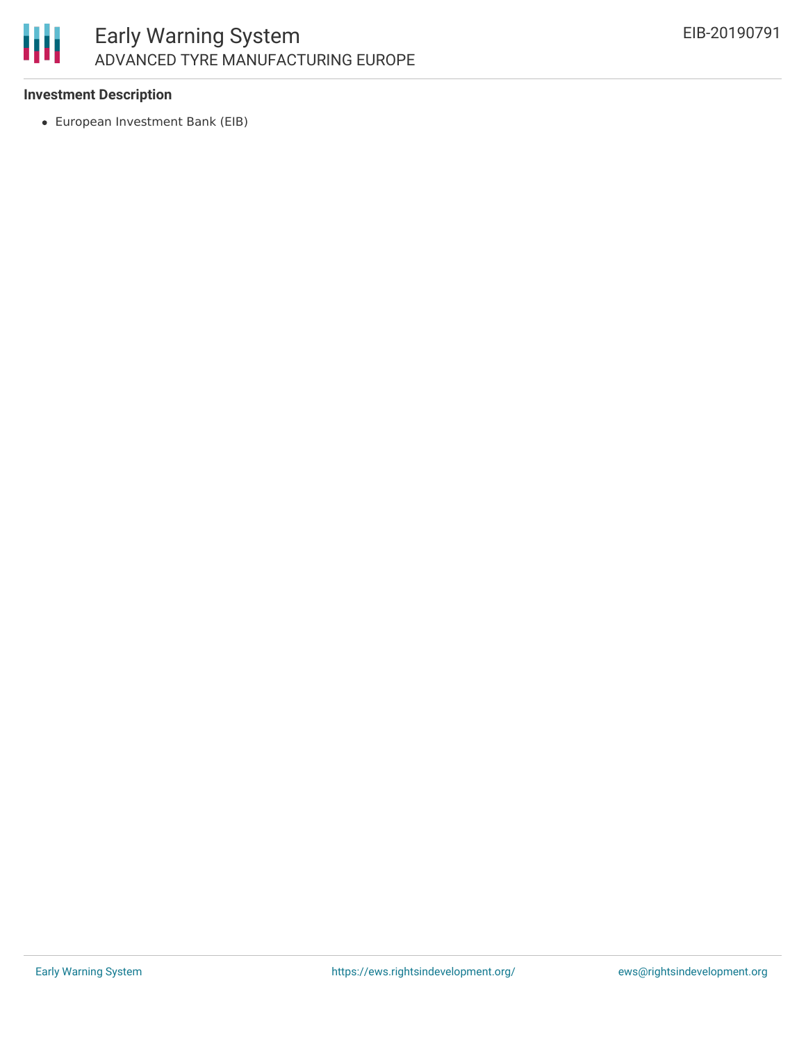**Investment Description**

- European Investment Bank (EIB)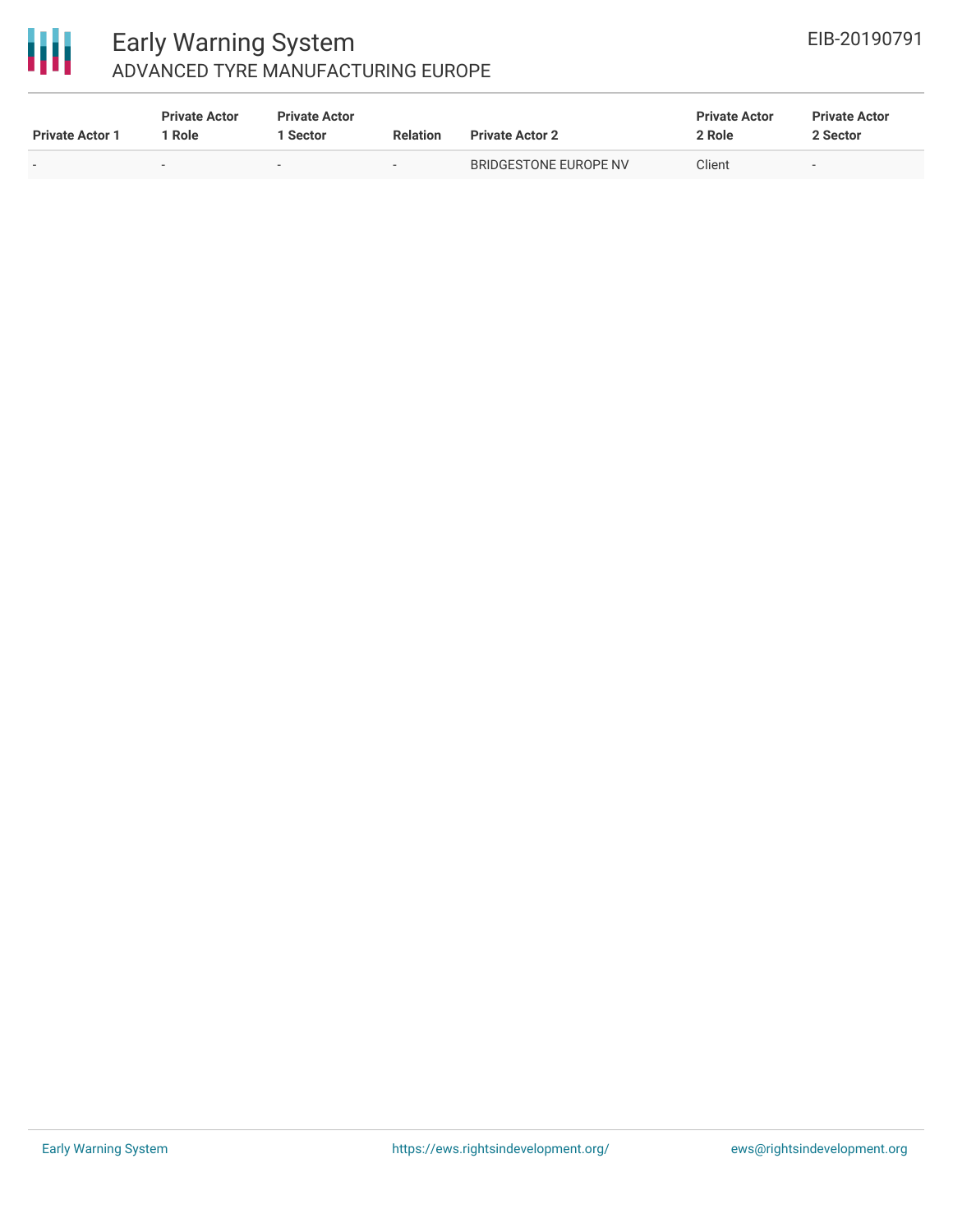| Private Actor 1 | Private Actor 1 Role | Private Actor 1 Sector | Relation | Private Actor 2 | Private Actor 2 Role | Private Actor 2 Sector |
|---|---|---|---|---|---|---|
| - | - | - | - | BRIDGESTONE EUROPE NV | Client | - |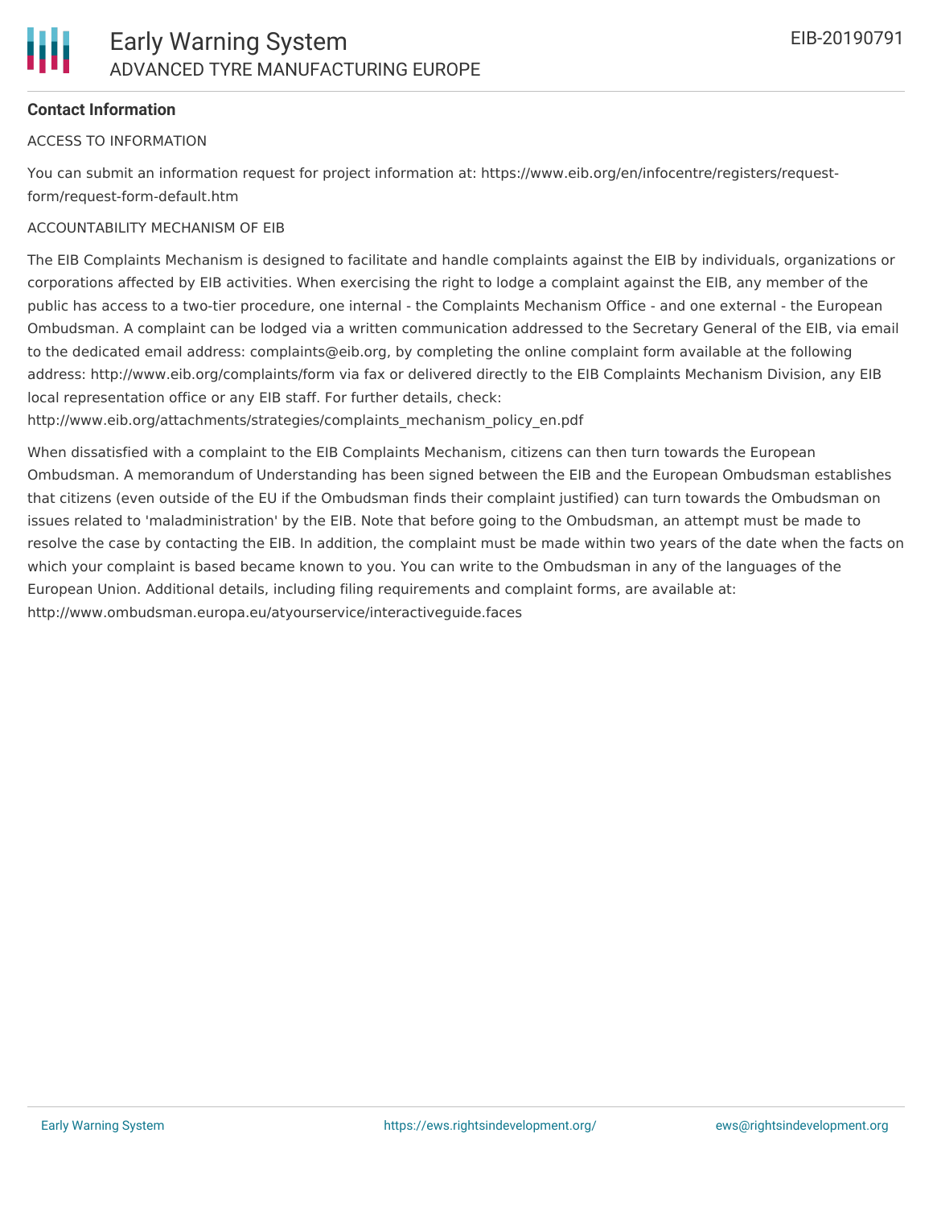**Contact Information**

ACCESS TO INFORMATION

You can submit an information request for project information at: https://www.eib.org/en/infocentre/registers/request-form/request-form-default.htm

ACCOUNTABILITY MECHANISM OF EIB

The EIB Complaints Mechanism is designed to facilitate and handle complaints against the EIB by individuals, organizations or corporations affected by EIB activities. When exercising the right to lodge a complaint against the EIB, any member of the public has access to a two-tier procedure, one internal - the Complaints Mechanism Office - and one external - the European Ombudsman. A complaint can be lodged via a written communication addressed to the Secretary General of the EIB, via email to the dedicated email address: complaints@eib.org, by completing the online complaint form available at the following address: http://www.eib.org/complaints/form via fax or delivered directly to the EIB Complaints Mechanism Division, any EIB local representation office or any EIB staff. For further details, check: http://www.eib.org/attachments/strategies/complaints_mechanism_policy_en.pdf

When dissatisfied with a complaint to the EIB Complaints Mechanism, citizens can then turn towards the European Ombudsman. A memorandum of Understanding has been signed between the EIB and the European Ombudsman establishes that citizens (even outside of the EU if the Ombudsman finds their complaint justified) can turn towards the Ombudsman on issues related to 'maladministration' by the EIB. Note that before going to the Ombudsman, an attempt must be made to resolve the case by contacting the EIB. In addition, the complaint must be made within two years of the date when the facts on which your complaint is based became known to you. You can write to the Ombudsman in any of the languages of the European Union. Additional details, including filing requirements and complaint forms, are available at: http://www.ombudsman.europa.eu/atyourservice/interactiveguide.faces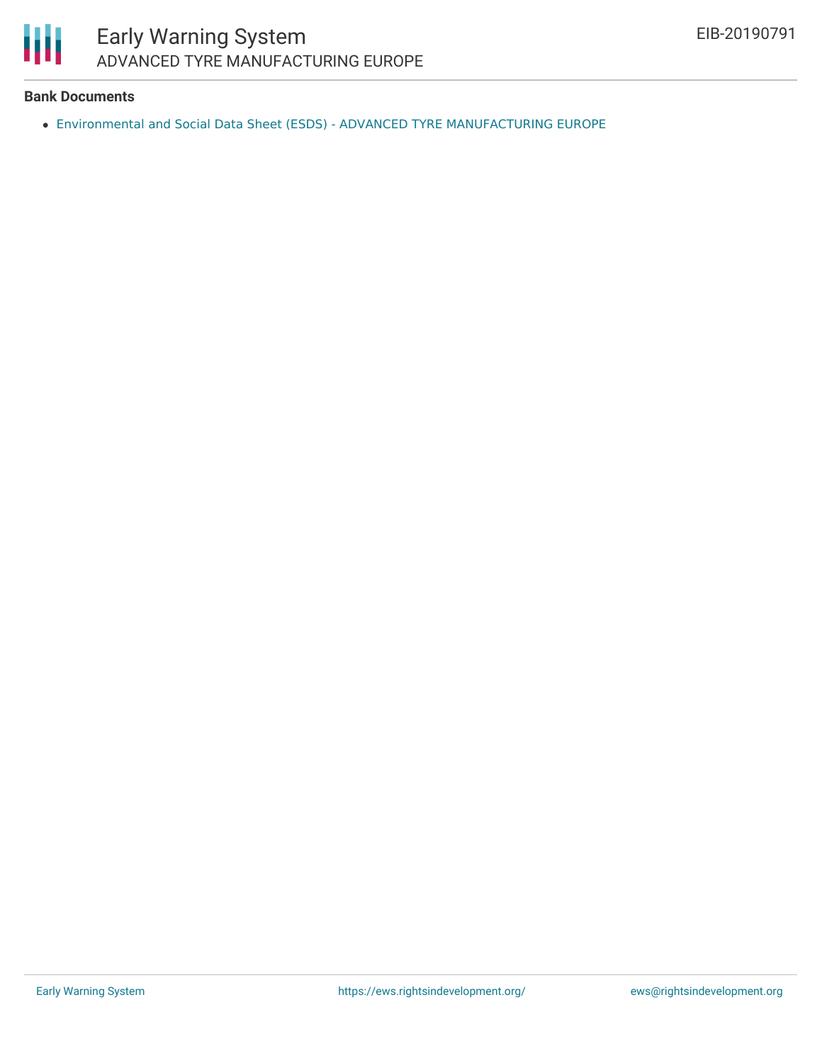**Bank Documents**

- Environmental and Social Data Sheet (ESDS) - ADVANCED TYRE MANUFACTURING EUROPE